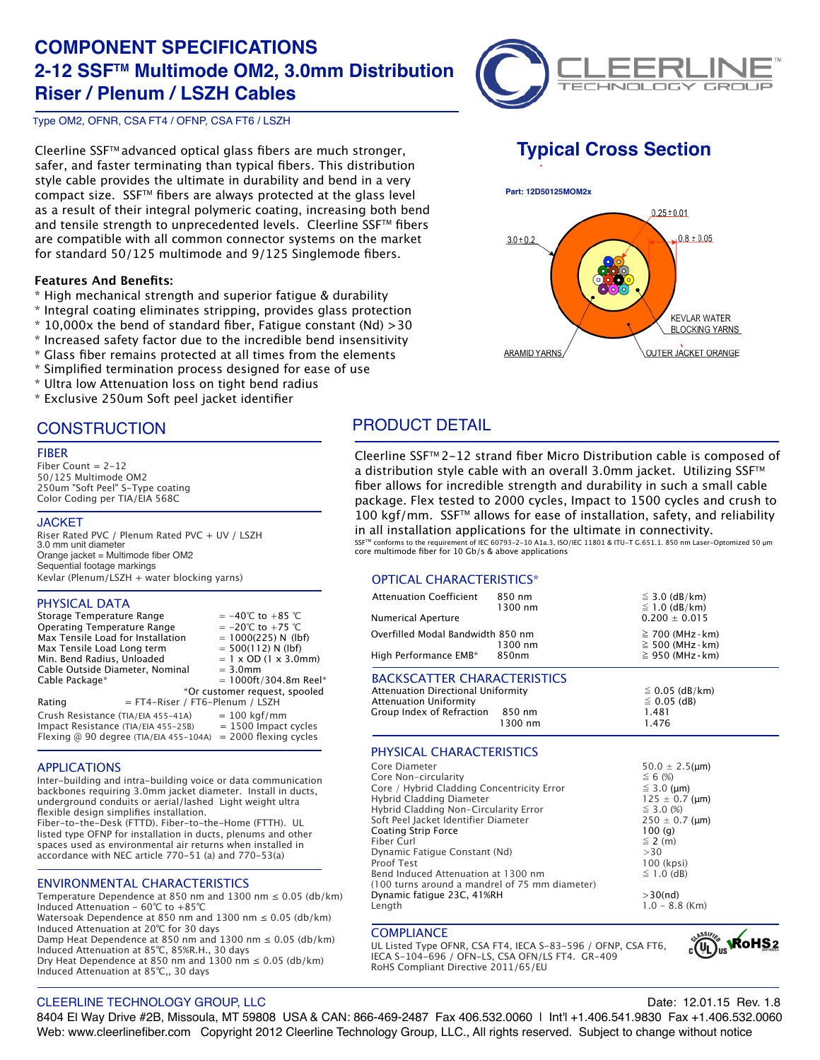# COMPONENT SPECIFICATIONS
## 2-12 SSF™ Multimode OM2, 3.0mm Distribution Riser / Plenum / LSZH Cables

Type OM2, OFNR, CSA FT4 / OFNP, CSA FT6 / LSZH

Cleerline SSF™ advanced optical glass fibers are much stronger, safer, and faster terminating than typical fibers. This distribution style cable provides the ultimate in durability and bend in a very compact size. SSF™ fibers are always protected at the glass level as a result of their integral polymeric coating, increasing both bend and tensile strength to unprecedented levels. Cleerline SSF™ fibers are compatible with all common connector systems on the market for standard 50/125 multimode and 9/125 Singlemode fibers.

**Features And Benefits:**

* High mechanical strength and superior fatigue & durability
* Integral coating eliminates stripping, provides glass protection
* 10,000x the bend of standard fiber, Fatigue constant (Nd) >30
* Increased safety factor due to the incredible bend insensitivity
* Glass fiber remains protected at all times from the elements
* Simplified termination process designed for ease of use
* Ultra low Attenuation loss on tight bend radius
* Exclusive 250um Soft peel jacket identifier

## Typical Cross Section

Part: 12D50125MOM2x

3.0±0.2 — 0.25±0.01 — 0.8 ± 0.05 — KEVLAR WATER BLOCKING YARNS — ARAMID YARNS — OUTER JACKET ORANGE

## CONSTRUCTION

### FIBER

Fiber Count = 2-12
50/125 Multimode OM2
250um "Soft Peel" S-Type coating
Color Coding per TIA/EIA 568C

### JACKET

Riser Rated PVC / Plenum Rated PVC + UV / LSZH
3.0 mm unit diameter
Orange jacket = Multimode fiber OM2
Sequential footage markings
Kevlar (Plenum/LSZH + water blocking yarns)

### PHYSICAL DATA

| | |
|---|---|
| Storage Temperature Range | = -40℃ to +85 ℃ |
| Operating Temperature Range | = -20℃ to +75 ℃ |
| Max Tensile Load for Installation | = 1000(225) N (lbf) |
| Max Tensile Load Long term | = 500(112) N (lbf) |
| Min. Bend Radius, Unloaded | = 1 x OD (1 x 3.0mm) |
| Cable Outside Diameter, Nominal | = 3.0mm |
| Cable Package* | = 1000ft/304.8m Reel* |
| | *Or customer request, spooled |
| Rating | = FT4-Riser / FT6-Plenum / LSZH |
| Crush Resistance (TIA/EIA 455-41A) | = 100 kgf/mm |
| Impact Resistance (TIA/EIA 455-25B) | = 1500 Impact cycles |
| Flexing @ 90 degree (TIA/EIA 455-104A) | = 2000 flexing cycles |

### APPLICATIONS

Inter-building and intra-building voice or data communication backbones requiring 3.0mm jacket diameter. Install in ducts, underground conduits or aerial/lashed Light weight ultra flexible design simplifies installation.
Fiber-to-the-Desk (FTTD). Fiber-to-the-Home (FTTH). UL listed type OFNP for installation in ducts, plenums and other spaces used as environmental air returns when installed in accordance with NEC article 770-51 (a) and 770-53(a)

### ENVIRONMENTAL CHARACTERISTICS

Temperature Dependence at 850 nm and 1300 nm ≤ 0.05 (db/km)
Induced Attenuation - 60℃ to +85℃
Watersoak Dependence at 850 nm and 1300 nm ≤ 0.05 (db/km)
Induced Attenuation at 20℃ for 30 days
Damp Heat Dependence at 850 nm and 1300 nm ≤ 0.05 (db/km)
Induced Attenuation at 85℃, 85%R.H., 30 days
Dry Heat Dependence at 850 nm and 1300 nm ≤ 0.05 (db/km)
Induced Attenuation at 85℃,, 30 days

## PRODUCT DETAIL

Cleerline SSF™ 2-12 strand fiber Micro Distribution cable is composed of a distribution style cable with an overall 3.0mm jacket. Utilizing SSF™ fiber allows for incredible strength and durability in such a small cable package. Flex tested to 2000 cycles, Impact to 1500 cycles and crush to 100 kgf/mm. SSF™ allows for ease of installation, safety, and reliability in all installation applications for the ultimate in connectivity.

SSF™ conforms to the requirement of IEC 60793-2-10 A1a.3, ISO/IEC 11801 & ITU-T G.651.1. 850 nm Laser-Optomized 50 μm core multimode fiber for 10 Gb/s & above applications

### OPTICAL CHARACTERISTICS*

| | | |
|---|---|---|
| Attenuation Coefficient | 850 nm | ≦ 3.0 (dB/km) |
| | 1300 nm | ≦ 1.0 (dB/km) |
| Numerical Aperture | | 0.200 ± 0.015 |
| Overfilled Modal Bandwidth | 850 nm | ≧ 700 (MHz·km) |
| | 1300 nm | ≧ 500 (MHz·km) |
| High Performance EMB* | 850nm | ≧ 950 (MHz·km) |

### BACKSCATTER CHARACTERISTICS

| | | |
|---|---|---|
| Attenuation Directional Uniformity | | ≦ 0.05 (dB/km) |
| Attenuation Uniformity | | ≦ 0.05 (dB) |
| Group Index of Refraction | 850 nm | 1.481 |
| | 1300 nm | 1.476 |

### PHYSICAL CHARACTERISTICS

| | |
|---|---|
| Core Diameter | 50.0 ± 2.5(μm) |
| Core Non-circularity | ≦ 6 (%) |
| Core / Hybrid Cladding Concentricity Error | ≦ 3.0 (μm) |
| Hybrid Cladding Diameter | 125 ± 0.7 (μm) |
| Hybrid Cladding Non-Circularity Error | ≦ 3.0 (%) |
| Soft Peel Jacket Identifier Diameter | 250 ± 0.7 (μm) |
| Coating Strip Force | 100 (g) |
| Fiber Curl | ≦ 2 (m) |
| Dynamic Fatigue Constant (Nd) | >30 |
| Proof Test | 100 (kpsi) |
| Bend Induced Attenuation at 1300 nm (100 turns around a mandrel of 75 mm diameter) | ≦ 1.0 (dB) |
| Dynamic fatigue 23C, 41%RH | >30(nd) |
| Length | 1.0 - 8.8 (Km) |

### COMPLIANCE

UL Listed Type OFNR, CSA FT4, IECA S-83-596 / OFNP, CSA FT6, IECA S-104-696 / OFN-LS, CSA OFN/LS FT4. GR-409
RoHS Compliant Directive 2011/65/EU

CLEERLINE TECHNOLOGY GROUP, LLC — Date: 12.01.15 Rev. 1.8
8404 El Way Drive #2B, Missoula, MT 59808 USA & CAN: 866-469-2487 Fax 406.532.0060 | Int'l +1.406.541.9830 Fax +1.406.532.0060
Web: www.cleerlinefiber.com Copyright 2012 Cleerline Technology Group, LLC., All rights reserved. Subject to change without notice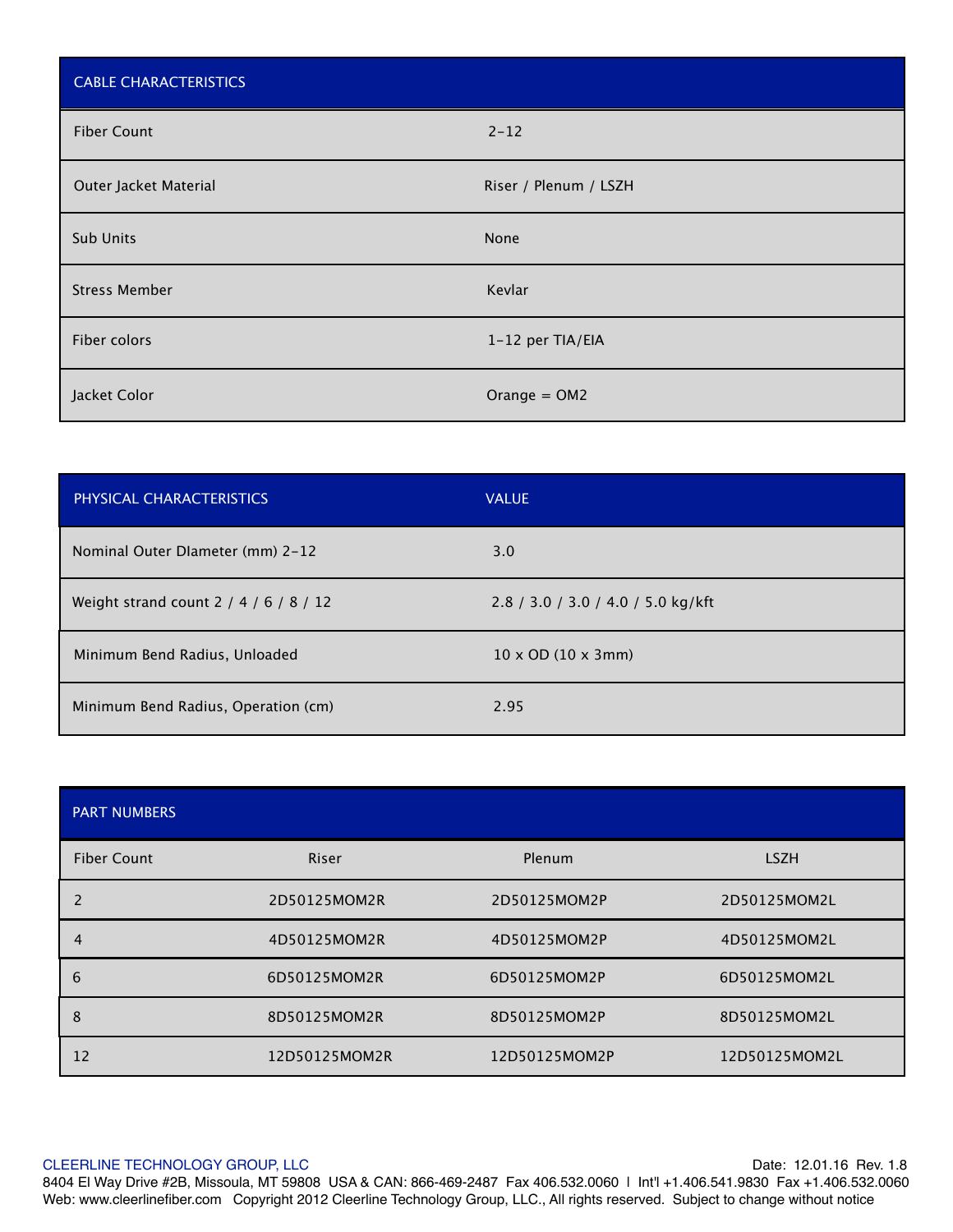| CABLE CHARACTERISTICS | |
|---|---|
| Fiber Count | 2-12 |
| Outer Jacket Material | Riser / Plenum / LSZH |
| Sub Units | None |
| Stress Member | Kevlar |
| Fiber colors | 1-12 per TIA/EIA |
| Jacket Color | Orange = OM2 |

| PHYSICAL CHARACTERISTICS | VALUE |
|---|---|
| Nominal Outer DIameter (mm) 2-12 | 3.0 |
| Weight strand count 2 / 4 / 6 / 8 / 12 | 2.8 / 3.0 / 3.0 / 4.0 / 5.0 kg/kft |
| Minimum Bend Radius, Unloaded | 10 x OD (10 x 3mm) |
| Minimum Bend Radius, Operation (cm) | 2.95 |

| PART NUMBERS | | | |
|---|---|---|---|
| Fiber Count | Riser | Plenum | LSZH |
| 2 | 2D50125MOM2R | 2D50125MOM2P | 2D50125MOM2L |
| 4 | 4D50125MOM2R | 4D50125MOM2P | 4D50125MOM2L |
| 6 | 6D50125MOM2R | 6D50125MOM2P | 6D50125MOM2L |
| 8 | 8D50125MOM2R | 8D50125MOM2P | 8D50125MOM2L |
| 12 | 12D50125MOM2R | 12D50125MOM2P | 12D50125MOM2L |

CLEERLINE TECHNOLOGY GROUP, LLC

Date: 12.01.16 Rev. 1.8

8404 El Way Drive #2B, Missoula, MT 59808 USA & CAN: 866-469-2487 Fax 406.532.0060 l Int'l +1.406.541.9830 Fax +1.406.532.0060

Web: www.cleerlinefiber.com Copyright 2012 Cleerline Technology Group, LLC., All rights reserved. Subject to change without notice